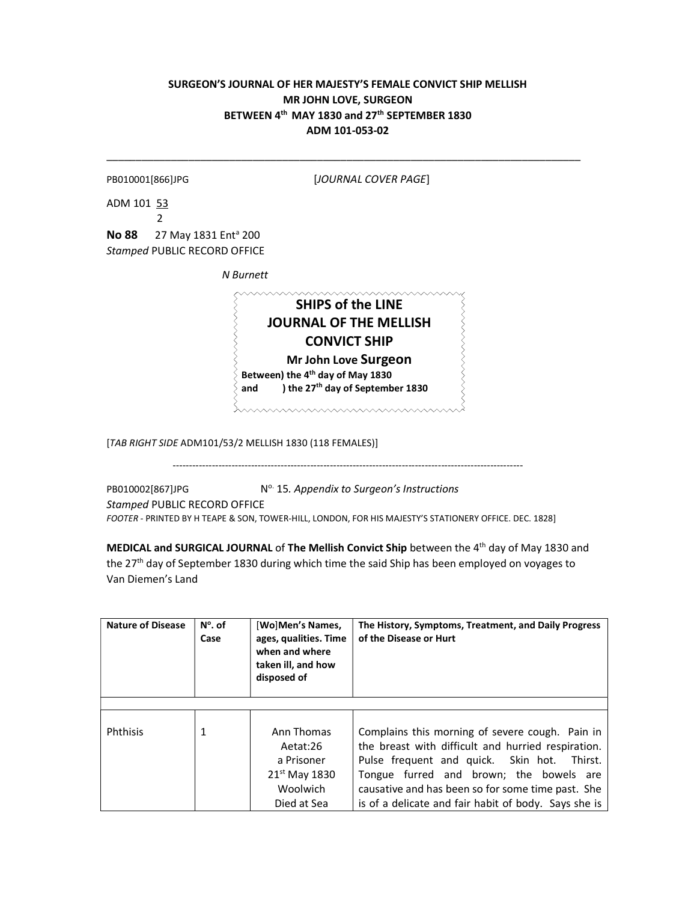**SURGEON'S JOURNAL OF HER MAJESTY'S FEMALE CONVICT SHIP MELLISH**
**MR JOHN LOVE, SURGEON**
**BETWEEN 4th MAY 1830 and 27th SEPTEMBER 1830**
**ADM 101-053-02**

---

PB010001[866]JPG [*JOURNAL COVER PAGE*]

ADM 101 53
2

**No 88** 27 May 1831 Ent^a 200
*Stamped* PUBLIC RECORD OFFICE

*N Burnett*

> **SHIPS of the LINE**
> **JOURNAL OF THE MELLISH**
> **CONVICT SHIP**
> **Mr John Love Surgeon**
> **Between) the 4th day of May 1830**
> **and ) the 27th day of September 1830**

[*TAB RIGHT SIDE* ADM101/53/2 MELLISH 1830 (118 FEMALES)]

---

PB010002[867]JPG N^o. 15. *Appendix to Surgeon's Instructions*
*Stamped* PUBLIC RECORD OFFICE
*FOOTER* - PRINTED BY H TEAPE & SON, TOWER-HILL, LONDON, FOR HIS MAJESTY'S STATIONERY OFFICE. DEC. 1828]

**MEDICAL and SURGICAL JOURNAL** of **The Mellish Convict Ship** between the 4th day of May 1830 and the 27th day of September 1830 during which time the said Ship has been employed on voyages to Van Diemen's Land

| Nature of Disease | N^o. of Case | [Wo]Men's Names, ages, qualities. Time when and where taken ill, and how disposed of | The History, Symptoms, Treatment, and Daily Progress of the Disease or Hurt |
|---|---|---|---|
| | | | |
| Phthisis | 1 | Ann Thomas<br>Aetat:26<br>a Prisoner<br>21st May 1830<br>Woolwich<br>Died at Sea | Complains this morning of severe cough. Pain in the breast with difficult and hurried respiration. Pulse frequent and quick. Skin hot. Thirst. Tongue furred and brown; the bowels are causative and has been so for some time past. She is of a delicate and fair habit of body. Says she is |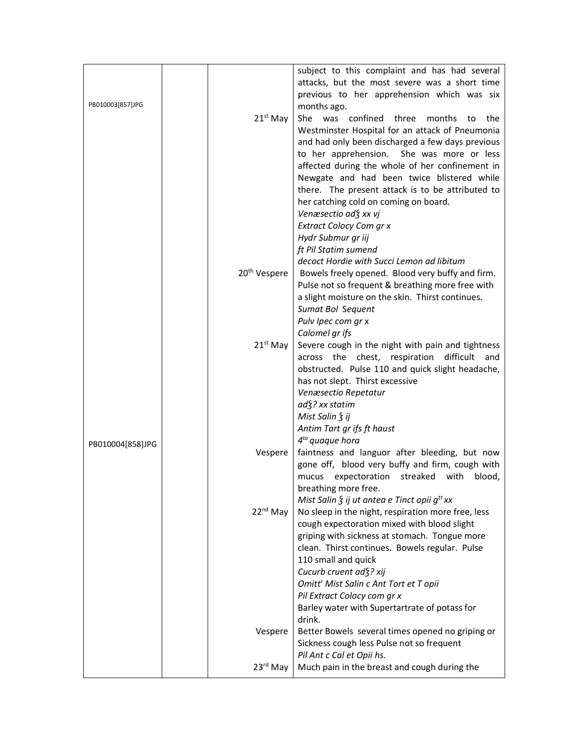| | | | |
|---|---|---|---|
| PB010003[857]JPG | | | subject to this complaint and has had several attacks, but the most severe was a short time previous to her apprehension which was six months ago. |
| | | 21st May | She was confined three months to the Westminster Hospital for an attack of Pneumonia and had only been discharged a few days previous to her apprehension. She was more or less affected during the whole of her confinement in Newgate and had been twice blistered while there. The present attack is to be attributed to her catching cold on coming on board.<br>*Venæsectio ad℥ xx vj*<br>*Extract Colocy Com gr x*<br>*Hydr Submur gr iij*<br>*ft Pil Statim sumend*<br>*decoct Hordie with Succi Lemon ad libitum* |
| | | 20th Vespere | Bowels freely opened. Blood very buffy and firm. Pulse not so frequent & breathing more free with a slight moisture on the skin. Thirst continues.<br>*Sumat Bol Sequent*<br>*Pulv Ipec com gr* x<br>*Calomel gr ifs* |
| | | 21st May | Severe cough in the night with pain and tightness across the chest, respiration difficult and obstructed. Pulse 110 and quick slight headache, has not slept. Thirst excessive<br>*Venæsectio Repetatur*<br>*ad℥? xx statim*<br>*Mist Salin ℥ ij*<br>*Antim Tart gr ifs ft haust*<br>*4ta quaque hora* |
| PB010004[858]JPG | | Vespere | faintness and languor after bleeding, but now gone off, blood very buffy and firm, cough with mucus expectoration streaked with blood, breathing more free.<br>*Mist Salin ℥ ij ut antea e Tinct opii gtt xx* |
| | | 22nd May | No sleep in the night, respiration more free, less cough expectoration mixed with blood slight griping with sickness at stomach. Tongue more clean. Thirst continues. Bowels regular. Pulse 110 small and quick<br>*Cucurb cruent ad℥? xij*<br>*Omittr Mist Salin c Ant Tort et T opii*<br>*Pil Extract Colocy com gr x*<br>Barley water with Supertartrate of potass for drink. |
| | | Vespere | Better Bowels several times opened no griping or Sickness cough less Pulse not so frequent<br>*Pil Ant c Cal et Opii hs.* |
| | | 23rd May | Much pain in the breast and cough during the |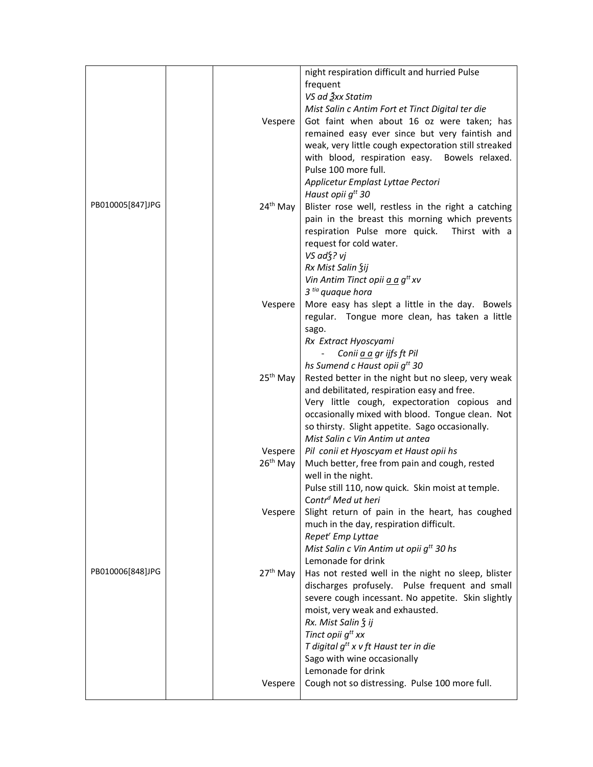| | | | |
|---|---|---|---|
| | | | night respiration difficult and hurried Pulse frequent<br>*VS ad ℥xx Statim*<br>*Mist Salin c Antim Fort et Tinct Digital ter die* |
| | | Vespere | Got faint when about 16 oz were taken; has remained easy ever since but very faintish and weak, very little cough expectoration still streaked with blood, respiration easy. Bowels relaxed. Pulse 100 more full.<br>*Applicetur Emplast Lyttae Pectori*<br>*Haust opii g^tt 30* |
| PB010005[847]JPG | | 24th May | Blister rose well, restless in the right a catching pain in the breast this morning which prevents respiration Pulse more quick. Thirst with a request for cold water.<br>*VS ad℥? vj*<br>*Rx Mist Salin ℥ij*<br>*Vin Antim Tinct opii a a g^tt xv*<br>*3 ^tia quaque hora* |
| | | Vespere | More easy has slept a little in the day. Bowels regular. Tongue more clean, has taken a little sago.<br>*Rx Extract Hyoscyami*<br>*- Conii a a gr ijfs ft Pil*<br>*hs Sumend c Haust opii g^tt 30* |
| | | 25th May | Rested better in the night but no sleep, very weak and debilitated, respiration easy and free.<br>Very little cough, expectoration copious and occasionally mixed with blood. Tongue clean. Not so thirsty. Slight appetite. Sago occasionally.<br>*Mist Salin c Vin Antim ut antea* |
| | | Vespere | *Pil conii et Hyoscyam et Haust opii hs* |
| | | 26th May | Much better, free from pain and cough, rested well in the night.<br>Pulse still 110, now quick. Skin moist at temple.<br>*Contr^d Med ut heri* |
| | | Vespere | Slight return of pain in the heart, has coughed much in the day, respiration difficult.<br>*Repet^r Emp Lyttae*<br>*Mist Salin c Vin Antim ut opii g^tt 30 hs*<br>Lemonade for drink |
| PB010006[848]JPG | | 27th May | Has not rested well in the night no sleep, blister discharges profusely. Pulse frequent and small severe cough incessant. No appetite. Skin slightly moist, very weak and exhausted.<br>*Rx. Mist Salin ℥ ij*<br>*Tinct opii g^tt xx*<br>*T digital g^tt x v ft Haust ter in die*<br>Sago with wine occasionally<br>Lemonade for drink |
| | | Vespere | Cough not so distressing. Pulse 100 more full. |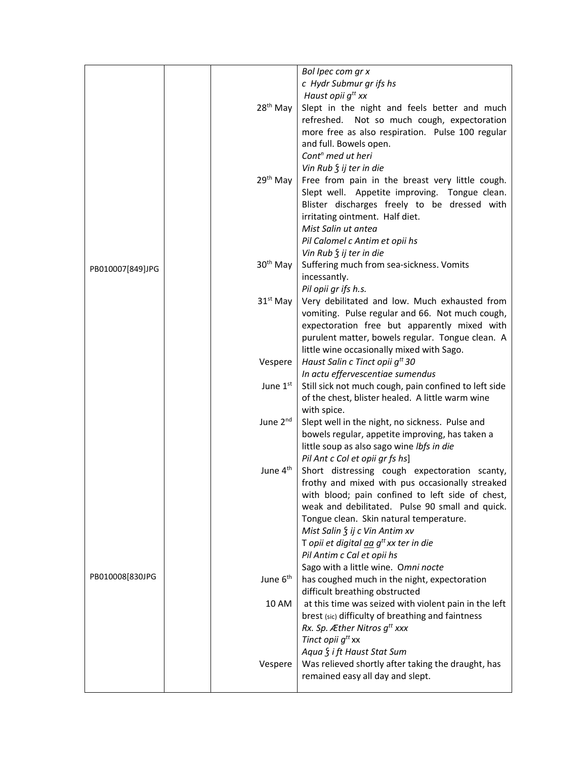| | | | |
|---|---|---|---|
| | | | *Bol Ipec com gr x*<br>*c Hydr Submur gr ifs hs*<br>*Haust opii gtt xx* |
| | | 28th May | Slept in the night and feels better and much refreshed. Not so much cough, expectoration more free as also respiration. Pulse 100 regular and full. Bowels open.<br>*Contn med ut heri*<br>*Vin Rub ʒ ij ter in die* |
| | | 29th May | Free from pain in the breast very little cough. Slept well. Appetite improving. Tongue clean. Blister discharges freely to be dressed with irritating ointment. Half diet.<br>*Mist Salin ut antea*<br>*Pil Calomel c Antim et opii hs*<br>*Vin Rub ʒ ij ter in die* |
| PB010007[849]JPG | | 30th May | Suffering much from sea-sickness. Vomits incessantly.<br>*Pil opii gr ifs h.s.* |
| | | 31st May | Very debilitated and low. Much exhausted from vomiting. Pulse regular and 66. Not much cough, expectoration free but apparently mixed with purulent matter, bowels regular. Tongue clean. A little wine occasionally mixed with Sago. |
| | | Vespere | *Haust Salin c Tinct opii gtt 30*<br>*In actu effervescentiae sumendus* |
| | | June 1st | Still sick not much cough, pain confined to left side of the chest, blister healed. A little warm wine with spice. |
| | | June 2nd | Slept well in the night, no sickness. Pulse and bowels regular, appetite improving, has taken a little soup as also sago wine *lbfs in die*<br>*Pil Ant c Col et opii gr fs hs*] |
| | | June 4th | Short distressing cough expectoration scanty, frothy and mixed with pus occasionally streaked with blood; pain confined to left side of chest, weak and debilitated. Pulse 90 small and quick. Tongue clean. Skin natural temperature.<br>*Mist Salin ʒ ij c Vin Antim xv*<br>T *opii et digital aa gtt xx ter in die*<br>*Pil Antim c Cal et opii hs*<br>Sago with a little wine. O*mni nocte* |
| PB010008[830JPG | | June 6th | has coughed much in the night, expectoration difficult breathing obstructed |
| | | 10 AM | at this time was seized with violent pain in the left brest (sic) difficulty of breathing and faintness<br>*Rx. Sp. Æther Nitros gtt xxx*<br>*Tinct opii gtt* xx<br>*Aqua ʒ i ft Haust Stat Sum* |
| | | Vespere | Was relieved shortly after taking the draught, has remained easy all day and slept. |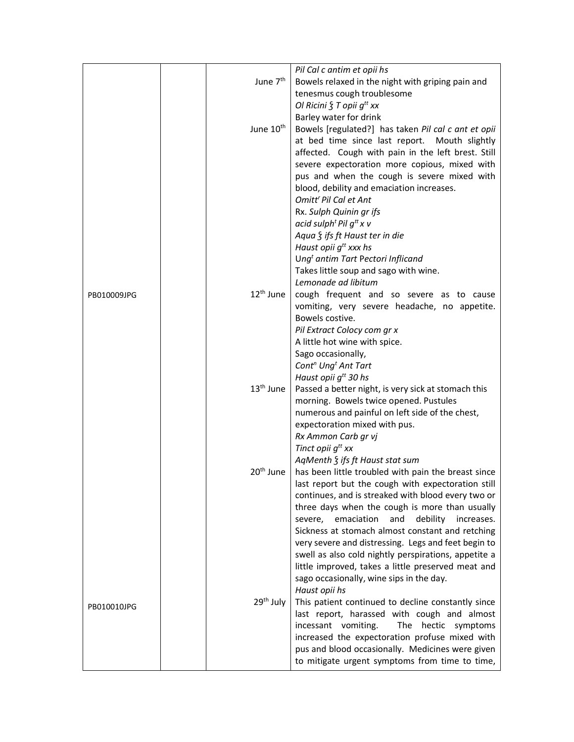| | | | |
|---|---|---|---|
| | | | *Pil Cal c antim et opii hs* |
| | | June 7th | Bowels relaxed in the night with griping pain and tenesmus cough troublesome<br>*Ol Ricini ʒ T opii gtt xx*<br>Barley water for drink |
| | | June 10th | Bowels [regulated?] has taken *Pil cal c ant et opii* at bed time since last report. Mouth slightly affected. Cough with pain in the left brest. Still severe expectoration more copious, mixed with pus and when the cough is severe mixed with blood, debility and emaciation increases.<br>*Omittr Pil Cal et Ant*<br>Rx. *Sulph Quinin gr ifs*<br>*acid sulpht Pil gtt x v*<br>*Aqua ʒ ifs ft Haust ter in die*<br>*Haust opii gtt xxx hs*<br>Ungt *antim Tart* Pectori *Inflicand*<br>Takes little soup and sago with wine.<br>*Lemonade ad libitum* |
| PB010009JPG | | 12th June | cough frequent and so severe as to cause vomiting, very severe headache, no appetite. Bowels costive.<br>*Pil Extract Colocy com gr x*<br>A little hot wine with spice.<br>Sago occasionally,<br>*Contn Ungt Ant Tart*<br>*Haust opii gtt 30 hs* |
| | | 13th June | Passed a better night, is very sick at stomach this morning. Bowels twice opened. Pustules numerous and painful on left side of the chest, expectoration mixed with pus.<br>*Rx Ammon Carb gr vj*<br>*Tinct opii gtt xx*<br>*AqMenth ʒ ifs ft Haust stat sum* |
| | | 20th June | has been little troubled with pain the breast since last report but the cough with expectoration still continues, and is streaked with blood every two or three days when the cough is more than usually severe, emaciation and debility increases. Sickness at stomach almost constant and retching very severe and distressing. Legs and feet begin to swell as also cold nightly perspirations, appetite a little improved, takes a little preserved meat and sago occasionally, wine sips in the day.<br>*Haust opii hs* |
| PB010010JPG | | 29th July | This patient continued to decline constantly since last report, harassed with cough and almost incessant vomiting. The hectic symptoms increased the expectoration profuse mixed with pus and blood occasionally. Medicines were given to mitigate urgent symptoms from time to time, |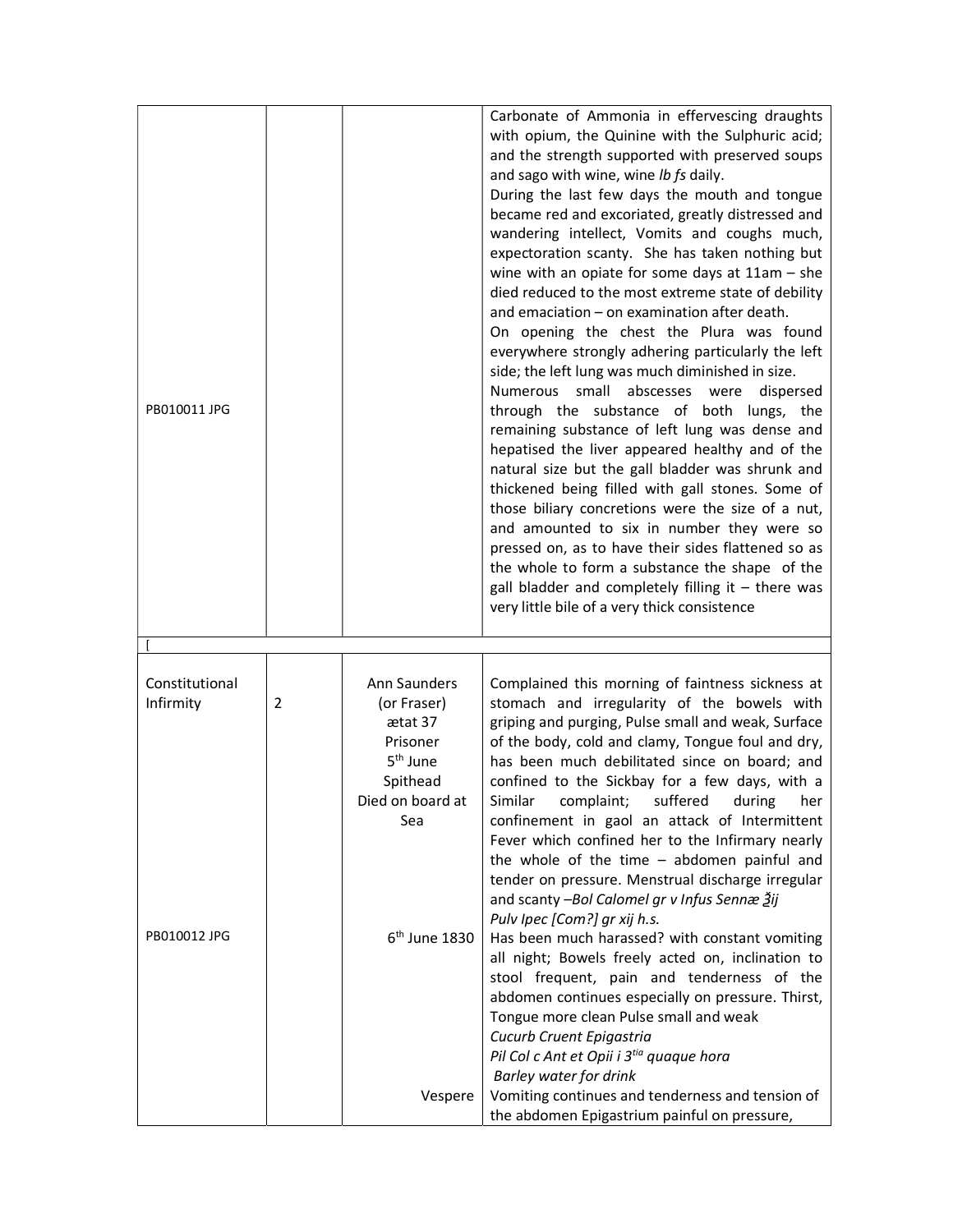| | | | |
|---|---|---|---|
| PB010011 JPG | | | Carbonate of Ammonia in effervescing draughts with opium, the Quinine with the Sulphuric acid; and the strength supported with preserved soups and sago with wine, wine *lb fs* daily.<br>During the last few days the mouth and tongue became red and excoriated, greatly distressed and wandering intellect, Vomits and coughs much, expectoration scanty. She has taken nothing but wine with an opiate for some days at 11am – she died reduced to the most extreme state of debility and emaciation – on examination after death.<br>On opening the chest the Plura was found everywhere strongly adhering particularly the left side; the left lung was much diminished in size.<br>Numerous small abscesses were dispersed through the substance of both lungs, the remaining substance of left lung was dense and hepatised the liver appeared healthy and of the natural size but the gall bladder was shrunk and thickened being filled with gall stones. Some of those biliary concretions were the size of a nut, and amounted to six in number they were so pressed on, as to have their sides flattened so as the whole to form a substance the shape of the gall bladder and completely filling it – there was very little bile of a very thick consistence |
| [ | | | |
| Constitutional Infirmity<br><br><br><br><br><br><br><br><br><br><br><br>PB010012 JPG | 2 | Ann Saunders (or Fraser) ætat 37 Prisoner 5th June Spithead Died on board at Sea<br><br><br><br><br><br><br><br>6th June 1830<br><br><br><br><br><br><br><br>Vespere | Complained this morning of faintness sickness at stomach and irregularity of the bowels with griping and purging, Pulse small and weak, Surface of the body, cold and clamy, Tongue foul and dry, has been much debilitated since on board; and confined to the Sickbay for a few days, with a Similar complaint; suffered during her confinement in gaol an attack of Intermittent Fever which confined her to the Infirmary nearly the whole of the time – abdomen painful and tender on pressure. Menstrual discharge irregular and scanty –*Bol Calomel gr v Infus Sennæ ℥ij*<br>*Pulv Ipec [Com?] gr xij h.s.*<br>Has been much harassed? with constant vomiting all night; Bowels freely acted on, inclination to stool frequent, pain and tenderness of the abdomen continues especially on pressure. Thirst, Tongue more clean Pulse small and weak<br>*Cucurb Cruent Epigastria*<br>*Pil Col c Ant et Opii i 3tia quaque hora*<br>*Barley water for drink*<br>Vomiting continues and tenderness and tension of the abdomen Epigastrium painful on pressure, |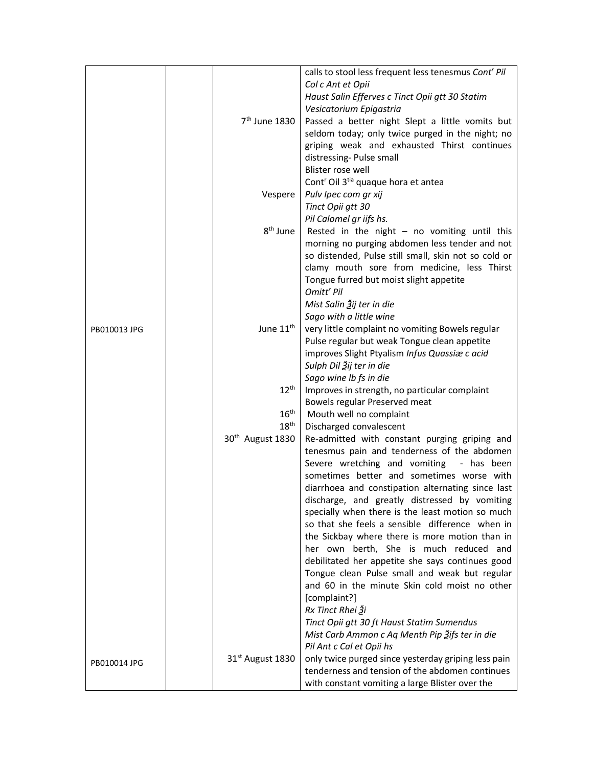| | | | |
|---|---|---|---|
| | | | calls to stool less frequent less tenesmus *Cont^r Pil Col c Ant et Opii* *Haust Salin Efferves c Tinct Opii gtt 30 Statim* *Vesicatorium Epigastria* |
| | | 7th June 1830 | Passed a better night Slept a little vomits but seldom today; only twice purged in the night; no griping weak and exhausted Thirst continues distressing- Pulse small Blister rose well Cont^r Oil 3^tia quaque hora et antea |
| | | Vespere | *Pulv Ipec com gr xij* *Tinct Opii gtt 30* *Pil Calomel gr iifs hs.* |
| | | 8th June | Rested in the night – no vomiting until this morning no purging abdomen less tender and not so distended, Pulse still small, skin not so cold or clamy mouth sore from medicine, less Thirst Tongue furred but moist slight appetite *Omitt^r Pil* *Mist Salin ℥ij ter in die* *Sago with a little wine* |
| PB010013 JPG | | June 11th | very little complaint no vomiting Bowels regular Pulse regular but weak Tongue clean appetite improves Slight Ptyalism *Infus Quassiæ c acid Sulph Dil ℥ij ter in die* *Sago wine lb fs in die* |
| | | 12th | Improves in strength, no particular complaint Bowels regular Preserved meat |
| | | 16th | Mouth well no complaint |
| | | 18th | Discharged convalescent |
| | | 30th August 1830 | Re-admitted with constant purging griping and tenesmus pain and tenderness of the abdomen Severe wretching and vomiting - has been sometimes better and sometimes worse with diarrhoea and constipation alternating since last discharge, and greatly distressed by vomiting specially when there is the least motion so much so that she feels a sensible difference when in the Sickbay where there is more motion than in her own berth, She is much reduced and debilitated her appetite she says continues good Tongue clean Pulse small and weak but regular and 60 in the minute Skin cold moist no other [complaint?] *Rx Tinct Rhei ℥i* *Tinct Opii gtt 30 ft Haust Statim Sumendus* *Mist Carb Ammon c Aq Menth Pip ℥ifs ter in die* *Pil Ant c Cal et Opii hs* |
| PB010014 JPG | | 31st August 1830 | only twice purged since yesterday griping less pain tenderness and tension of the abdomen continues with constant vomiting a large Blister over the |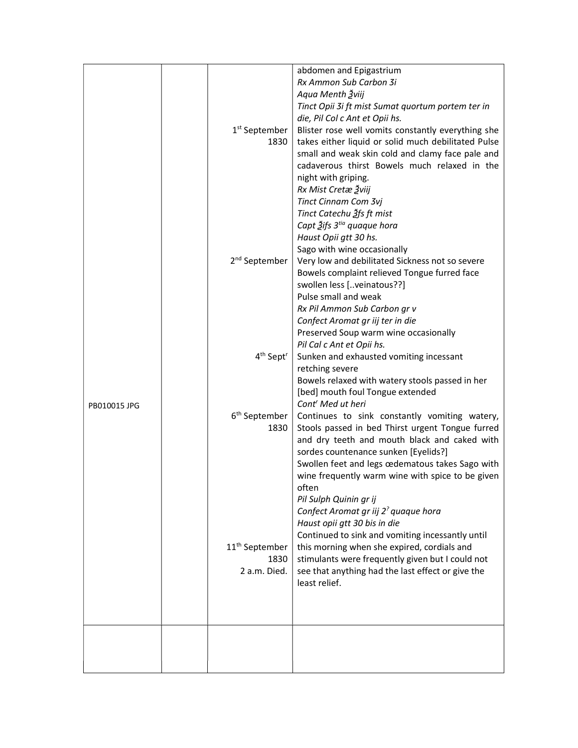| | | | |
|---|---|---|---|
| PB010015 JPG | | | abdomen and Epigastrium<br>*Rx Ammon Sub Carbon ʒi*<br>*Aqua Menth ℥viij*<br>*Tinct Opii ʒi ft mist Sumat quortum portem ter in die, Pil Col c Ant et Opii hs.* |
| | | 1st September 1830 | Blister rose well vomits constantly everything she takes either liquid or solid much debilitated Pulse small and weak skin cold and clamy face pale and cadaverous thirst Bowels much relaxed in the night with griping.<br>*Rx Mist Cretæ ℥viij*<br>*Tinct Cinnam Com ʒvj*<br>*Tinct Catechu ℥fs ft mist*<br>*Capt ℥ifs 3tia quaque hora*<br>*Haust Opii gtt 30 hs.*<br>Sago with wine occasionally |
| | | 2nd September | Very low and debilitated Sickness not so severe Bowels complaint relieved Tongue furred face swollen less [..veinatous??]<br>Pulse small and weak<br>*Rx Pil Ammon Sub Carbon gr v*<br>*Confect Aromat gr iij ter in die*<br>Preserved Soup warm wine occasionally<br>*Pil Cal c Ant et Opii hs.* |
| | | 4th Septr | Sunken and exhausted vomiting incessant retching severe<br>Bowels relaxed with watery stools passed in her [bed] mouth foul Tongue extended<br>*Contr Med ut heri* |
| | | 6th September 1830 | Continues to sink constantly vomiting watery, Stools passed in bed Thirst urgent Tongue furred and dry teeth and mouth black and caked with sordes countenance sunken [Eyelids?]<br>Swollen feet and legs œdematous takes Sago with wine frequently warm wine with spice to be given often<br>*Pil Sulph Quinin gr ij*<br>*Confect Aromat gr iij 2? quaque hora*<br>*Haust opii gtt 30 bis in die* |
| | | 11th September 1830<br>2 a.m. Died. | Continued to sink and vomiting incessantly until this morning when she expired, cordials and stimulants were frequently given but I could not see that anything had the last effect or give the least relief. |
| | | | |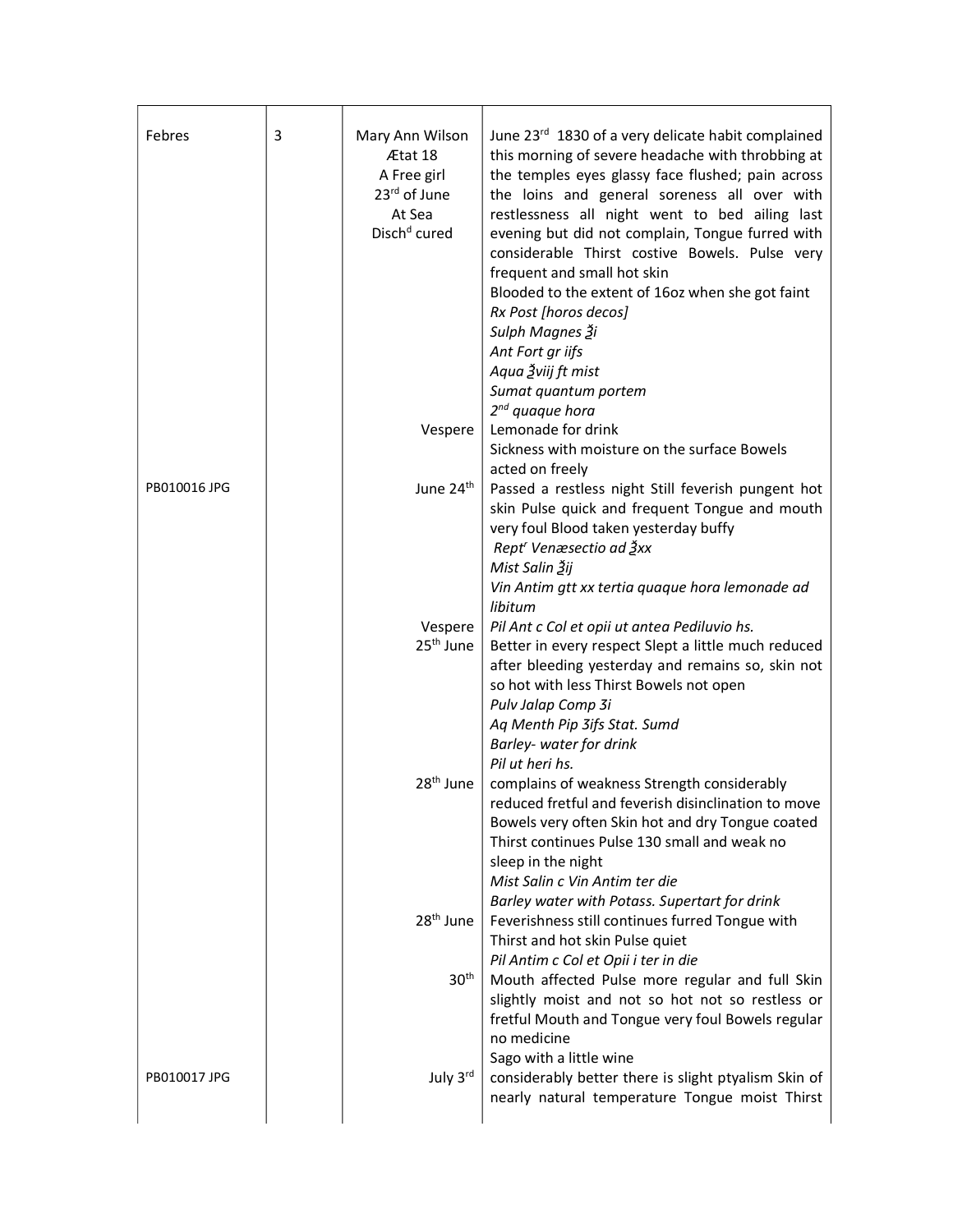| | | | |
|---|---|---|---|
| Febres | 3 | Mary Ann Wilson<br>Ætat 18<br>A Free girl<br>23rd of June<br>At Sea<br>Dischd cured | June 23rd 1830 of a very delicate habit complained this morning of severe headache with throbbing at the temples eyes glassy face flushed; pain across the loins and general soreness all over with restlessness all night went to bed ailing last evening but did not complain, Tongue furred with considerable Thirst costive Bowels. Pulse very frequent and small hot skin<br>Blooded to the extent of 16oz when she got faint<br>*Rx Post [horos decos]*<br>*Sulph Magnes ℥i*<br>*Ant Fort gr iifs*<br>*Aqua ℥viij ft mist*<br>*Sumat quantum portem*<br>*2nd quaque hora* |
| | | Vespere | Lemonade for drink<br>Sickness with moisture on the surface Bowels acted on freely |
| PB010016 JPG | | June 24th | Passed a restless night Still feverish pungent hot skin Pulse quick and frequent Tongue and mouth very foul Blood taken yesterday buffy<br>*Reptr Venæsectio ad ℥xx*<br>*Mist Salin ℥ij*<br>*Vin Antim gtt xx tertia quaque hora lemonade ad libitum* |
| | | Vespere | *Pil Ant c Col et opii ut antea Pediluvio hs.* |
| | | 25th June | Better in every respect Slept a little much reduced after bleeding yesterday and remains so, skin not so hot with less Thirst Bowels not open<br>*Pulv Jalap Comp 3i*<br>*Aq Menth Pip 3ifs Stat. Sumd*<br>*Barley- water for drink*<br>*Pil ut heri hs.* |
| | | 28th June | complains of weakness Strength considerably reduced fretful and feverish disinclination to move Bowels very often Skin hot and dry Tongue coated Thirst continues Pulse 130 small and weak no sleep in the night<br>*Mist Salin c Vin Antim ter die*<br>*Barley water with Potass. Supertart for drink* |
| | | 28th June | Feverishness still continues furred Tongue with Thirst and hot skin Pulse quiet<br>*Pil Antim c Col et Opii i ter in die* |
| | | 30th | Mouth affected Pulse more regular and full Skin slightly moist and not so hot not so restless or fretful Mouth and Tongue very foul Bowels regular no medicine<br>Sago with a little wine |
| PB010017 JPG | | July 3rd | considerably better there is slight ptyalism Skin of nearly natural temperature Tongue moist Thirst |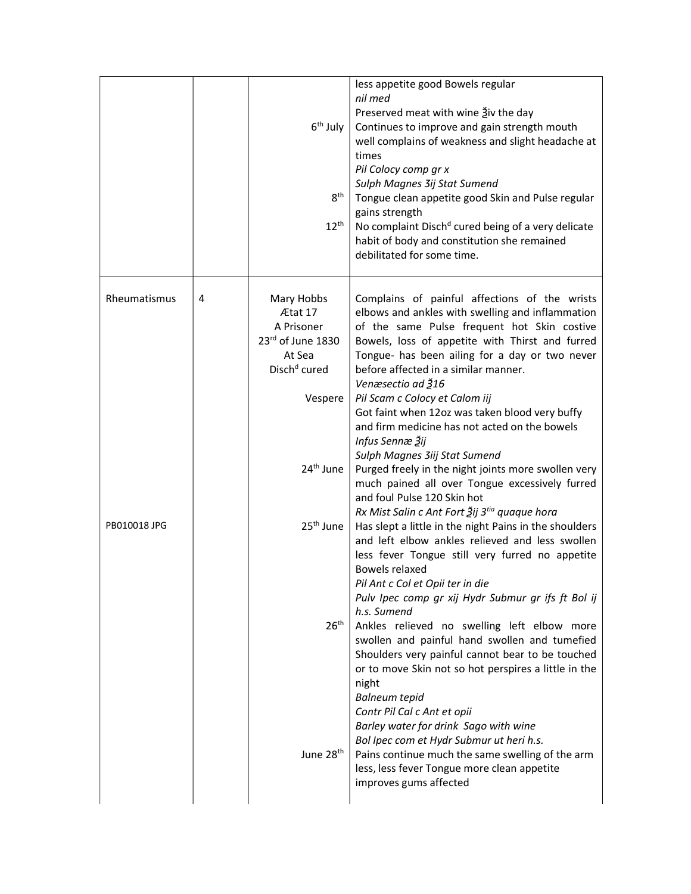| | | | |
|---|---|---|---|
| | | | less appetite good Bowels regular<br>*nil med*<br>Preserved meat with wine ℥iv the day |
| | | 6th July | Continues to improve and gain strength mouth well complains of weakness and slight headache at times<br>*Pil Colocy comp gr x*<br>*Sulph Magnes ʒij Stat Sumend* |
| | | 8th | Tongue clean appetite good Skin and Pulse regular gains strength |
| | | 12th | No complaint Disch[d] cured being of a very delicate habit of body and constitution she remained debilitated for some time. |
| Rheumatismus | 4 | Mary Hobbs<br>Ætat 17<br>A Prisoner<br>23rd of June 1830<br>At Sea<br>Disch[d] cured | Complains of painful affections of the wrists elbows and ankles with swelling and inflammation of the same Pulse frequent hot Skin costive Bowels, loss of appetite with Thirst and furred Tongue- has been ailing for a day or two never before affected in a similar manner.<br>*Venæsectio ad ℥16* |
| | | Vespere | *Pil Scam c Colocy et Calom iij*<br>Got faint when 12oz was taken blood very buffy and firm medicine has not acted on the bowels<br>*Infus Sennæ ℥ij*<br>*Sulph Magnes ʒiij Stat Sumend* |
| | | 24th June | Purged freely in the night joints more swollen very much pained all over Tongue excessively furred and foul Pulse 120 Skin hot<br>*Rx Mist Salin c Ant Fort ℥ij 3tia quaque hora* |
| PB010018 JPG | | 25th June | Has slept a little in the night Pains in the shoulders and left elbow ankles relieved and less swollen less fever Tongue still very furred no appetite Bowels relaxed<br>*Pil Ant c Col et Opii ter in die*<br>*Pulv Ipec comp gr xij Hydr Submur gr ifs ft Bol ij h.s. Sumend* |
| | | 26th | Ankles relieved no swelling left elbow more swollen and painful hand swollen and tumefied Shoulders very painful cannot bear to be touched or to move Skin not so hot perspires a little in the night<br>*Balneum tepid*<br>*Contr Pil Cal c Ant et opii*<br>*Barley water for drink Sago with wine*<br>*Bol Ipec com et Hydr Submur ut heri h.s.* |
| | | June 28th | Pains continue much the same swelling of the arm less, less fever Tongue more clean appetite improves gums affected |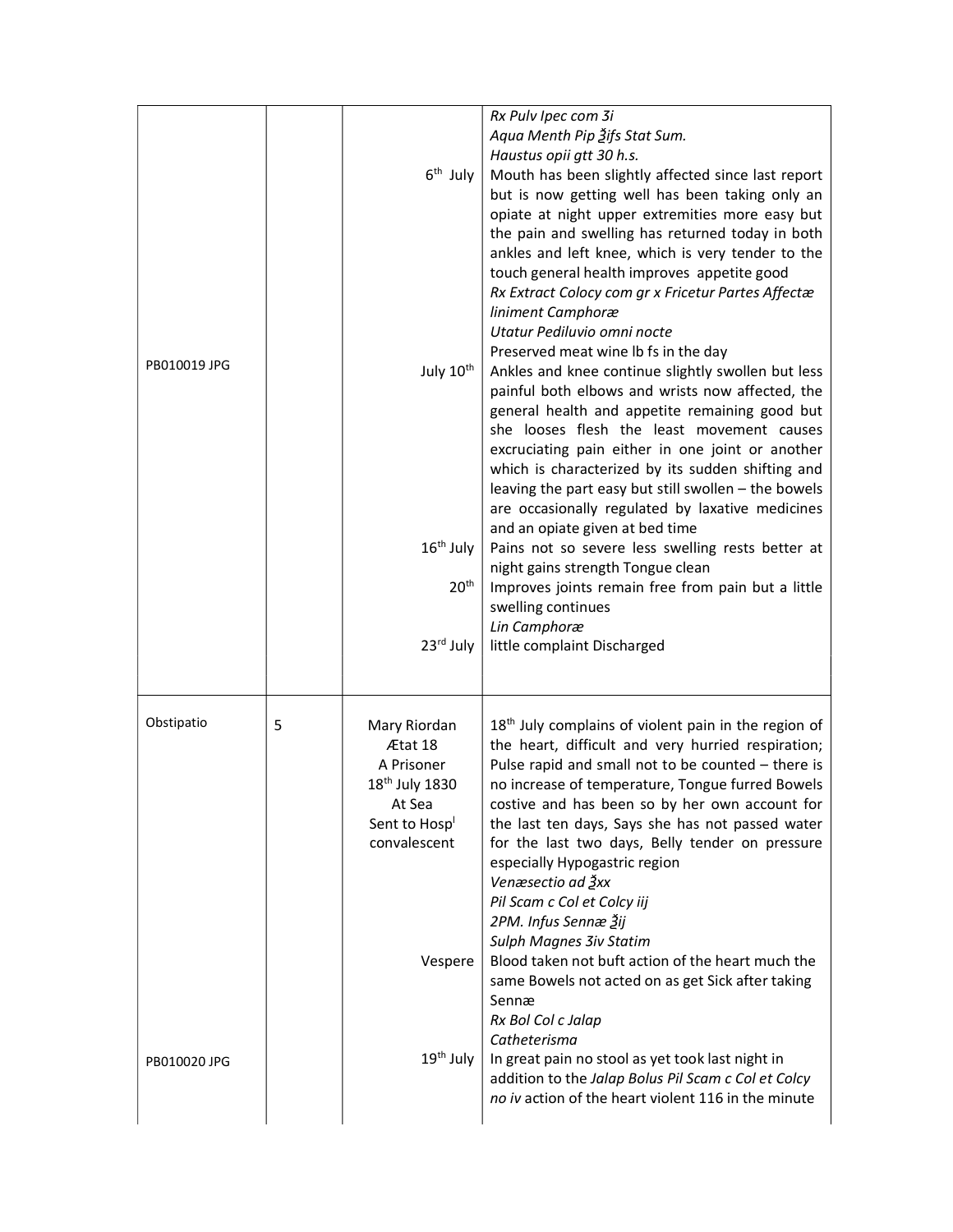| | | | |
|---|---|---|---|
| PB010019 JPG | | 6th July<br><br><br><br><br><br><br><br><br><br>July 10th<br><br><br><br><br><br><br><br><br><br>16th July<br><br>20th<br><br><br>23rd July | *Rx Pulv Ipec com 3i*<br>*Aqua Menth Pip ℥ifs Stat Sum.*<br>*Haustus opii gtt 30 h.s.*<br>Mouth has been slightly affected since last report but is now getting well has been taking only an opiate at night upper extremities more easy but the pain and swelling has returned today in both ankles and left knee, which is very tender to the touch general health improves appetite good<br>*Rx Extract Colocy com gr x Fricetur Partes Affectæ liniment Camphoræ*<br>*Utatur Pediluvio omni nocte*<br>Preserved meat wine lb fs in the day<br>Ankles and knee continue slightly swollen but less painful both elbows and wrists now affected, the general health and appetite remaining good but she looses flesh the least movement causes excruciating pain either in one joint or another which is characterized by its sudden shifting and leaving the part easy but still swollen – the bowels are occasionally regulated by laxative medicines and an opiate given at bed time<br>Pains not so severe less swelling rests better at night gains strength Tongue clean<br>Improves joints remain free from pain but a little swelling continues<br>*Lin Camphoræ*<br>little complaint Discharged |
| Obstipatio<br><br><br><br><br><br><br><br><br><br><br><br><br><br><br><br><br>PB010020 JPG | 5 | Mary Riordan<br>Ætat 18<br>A Prisoner<br>18th July 1830<br>At Sea<br>Sent to Hospl<br>convalescent<br><br><br><br><br><br><br><br>Vespere<br><br><br><br><br>19th July | 18th July complains of violent pain in the region of the heart, difficult and very hurried respiration; Pulse rapid and small not to be counted – there is no increase of temperature, Tongue furred Bowels costive and has been so by her own account for the last ten days, Says she has not passed water for the last two days, Belly tender on pressure especially Hypogastric region<br>*Venæsectio ad ℥xx*<br>*Pil Scam c Col et Colcy iij*<br>*2PM. Infus Sennæ ℥ij*<br>*Sulph Magnes 3iv Statim*<br>Blood taken not buft action of the heart much the same Bowels not acted on as get Sick after taking Sennæ<br>*Rx Bol Col c Jalap*<br>*Catheterisma*<br>In great pain no stool as yet took last night in addition to the *Jalap Bolus Pil Scam c Col et Colcy no iv* action of the heart violent 116 in the minute |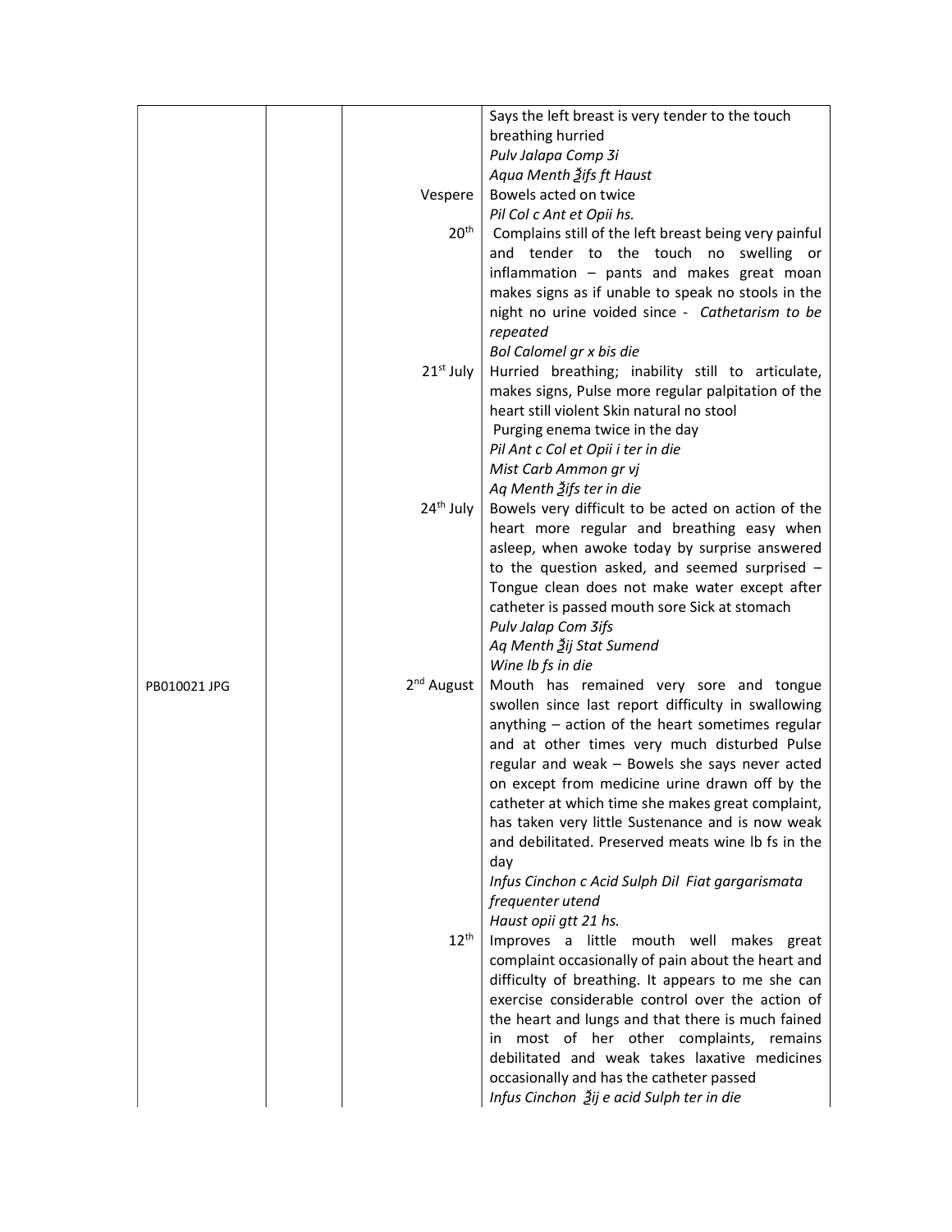| | | | |
|---|---|---|---|
| | | | Says the left breast is very tender to the touch breathing hurried<br>*Pulv Jalapa Comp 3i*<br>*Aqua Menth ℨifs ft Haust* |
| | | Vespere | Bowels acted on twice<br>*Pil Col c Ant et Opii hs.* |
| | | 20th | Complains still of the left breast being very painful and tender to the touch no swelling or inflammation – pants and makes great moan makes signs as if unable to speak no stools in the night no urine voided since - *Cathetarism to be repeated*<br>*Bol Calomel gr x bis die* |
| | | 21st July | Hurried breathing; inability still to articulate, makes signs, Pulse more regular palpitation of the heart still violent Skin natural no stool<br>Purging enema twice in the day<br>*Pil Ant c Col et Opii i ter in die*<br>*Mist Carb Ammon gr vj*<br>*Aq Menth ℨifs ter in die* |
| | | 24th July | Bowels very difficult to be acted on action of the heart more regular and breathing easy when asleep, when awoke today by surprise answered to the question asked, and seemed surprised – Tongue clean does not make water except after catheter is passed mouth sore Sick at stomach<br>*Pulv Jalap Com 3ifs*<br>*Aq Menth ℨij Stat Sumend*<br>*Wine lb fs in die* |
| PB010021 JPG | | 2nd August | Mouth has remained very sore and tongue swollen since last report difficulty in swallowing anything – action of the heart sometimes regular and at other times very much disturbed Pulse regular and weak – Bowels she says never acted on except from medicine urine drawn off by the catheter at which time she makes great complaint, has taken very little Sustenance and is now weak and debilitated. Preserved meats wine lb fs in the day<br>*Infus Cinchon c Acid Sulph Dil Fiat gargarismata frequenter utend*<br>*Haust opii gtt 21 hs.* |
| | | 12th | Improves a little mouth well makes great complaint occasionally of pain about the heart and difficulty of breathing. It appears to me she can exercise considerable control over the action of the heart and lungs and that there is much fained in most of her other complaints, remains debilitated and weak takes laxative medicines occasionally and has the catheter passed<br>*Infus Cinchon ℨij e acid Sulph ter in die* |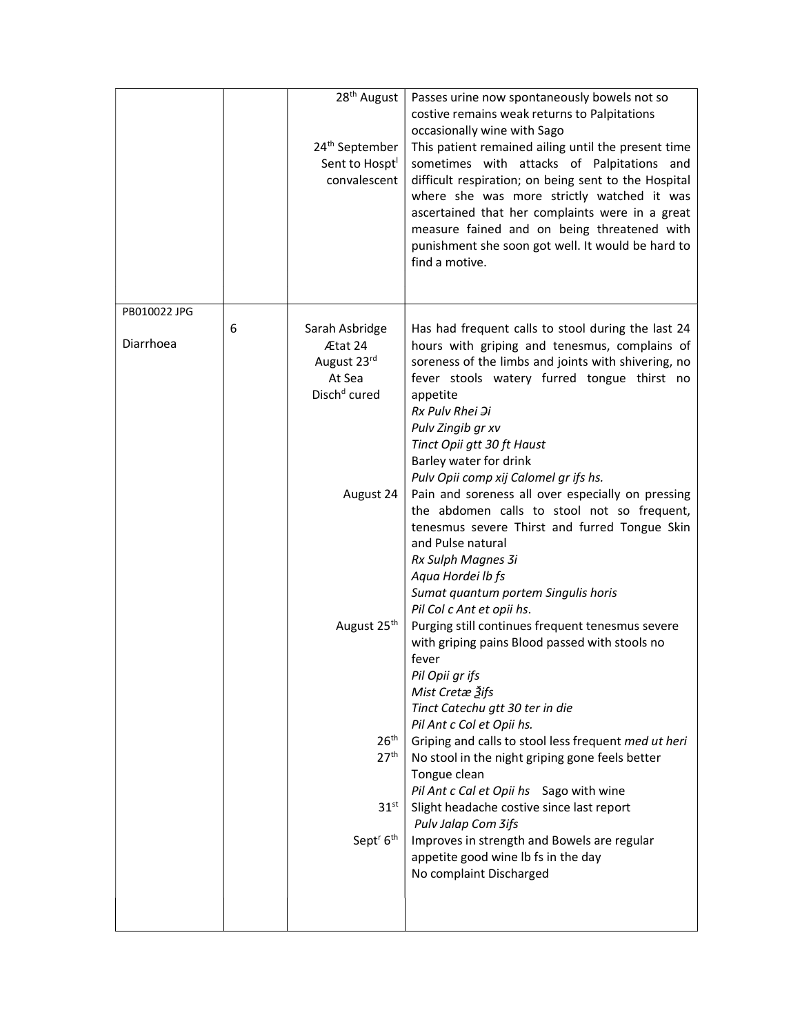| | | | |
|---|---|---|---|
| | | 28th August | Passes urine now spontaneously bowels not so costive remains weak returns to Palpitations occasionally wine with Sago |
| | | 24th September Sent to Hosptl convalescent | This patient remained ailing until the present time sometimes with attacks of Palpitations and difficult respiration; on being sent to the Hospital where she was more strictly watched it was ascertained that her complaints were in a great measure fained and on being threatened with punishment she soon got well. It would be hard to find a motive. |
| PB010022 JPG<br><br>Diarrhoea | 6 | Sarah Asbridge<br>Ætat 24<br>August 23rd<br>At Sea<br>Dischd cured | Has had frequent calls to stool during the last 24 hours with griping and tenesmus, complains of soreness of the limbs and joints with shivering, no fever stools watery furred tongue thirst no appetite<br>*Rx Pulv Rhei Ꞓi*<br>*Pulv Zingib gr xv*<br>*Tinct Opii gtt 30 ft Haust*<br>Barley water for drink<br>*Pulv Opii comp xij Calomel gr ifs hs.* |
| | | August 24 | Pain and soreness all over especially on pressing the abdomen calls to stool not so frequent, tenesmus severe Thirst and furred Tongue Skin and Pulse natural<br>*Rx Sulph Magnes ℨi*<br>*Aqua Hordei lb fs*<br>*Sumat quantum portem Singulis horis*<br>*Pil Col c Ant et opii hs.* |
| | | August 25th | Purging still continues frequent tenesmus severe with griping pains Blood passed with stools no fever<br>*Pil Opii gr ifs*<br>*Mist Cretæ ℥ifs*<br>*Tinct Catechu gtt 30 ter in die*<br>*Pil Ant c Col et Opii hs.* |
| | | 26th | Griping and calls to stool less frequent *med ut heri* |
| | | 27th | No stool in the night griping gone feels better Tongue clean<br>*Pil Ant c Cal et Opii hs* Sago with wine |
| | | 31st | Slight headache costive since last report<br>*Pulv Jalap Com ℨifs* |
| | | Septr 6th | Improves in strength and Bowels are regular appetite good wine lb fs in the day<br>No complaint Discharged |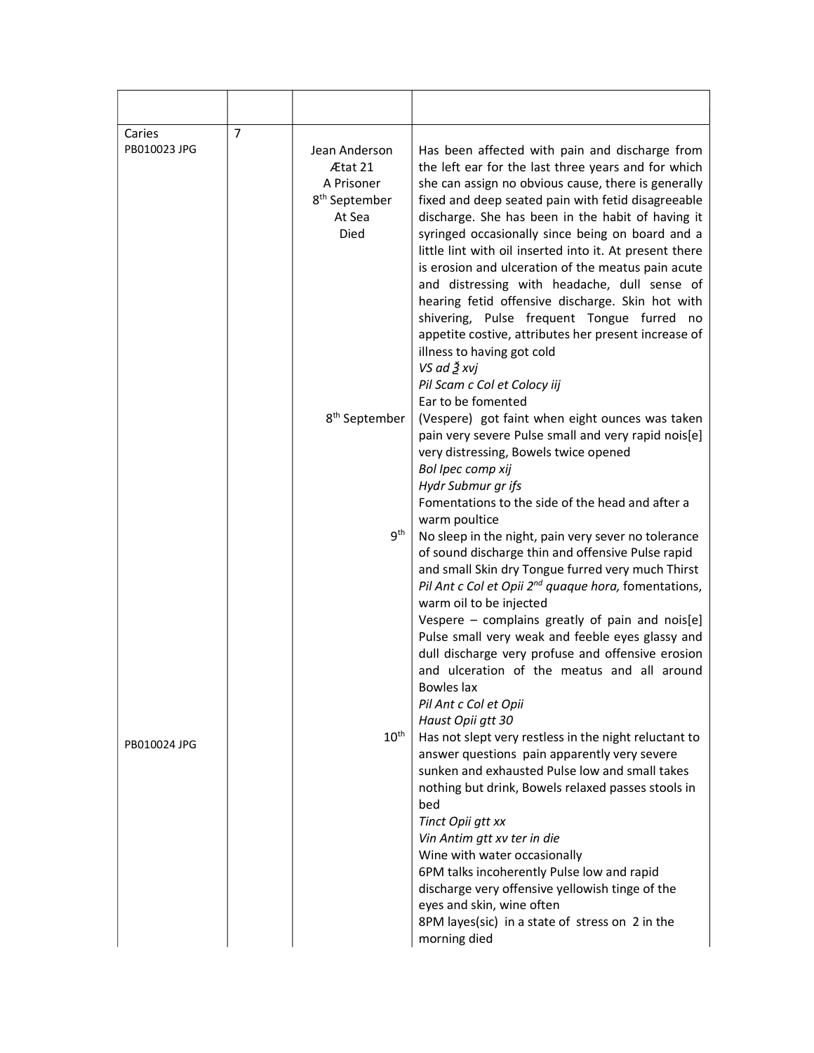| | | | |
|---|---|---|---|
| Caries<br>PB010023 JPG | 7 | Jean Anderson<br>Ætat 21<br>A Prisoner<br>8th September<br>At Sea<br>Died | Has been affected with pain and discharge from the left ear for the last three years and for which she can assign no obvious cause, there is generally fixed and deep seated pain with fetid disagreeable discharge. She has been in the habit of having it syringed occasionally since being on board and a little lint with oil inserted into it. At present there is erosion and ulceration of the meatus pain acute and distressing with headache, dull sense of hearing fetid offensive discharge. Skin hot with shivering, Pulse frequent Tongue furred no appetite costive, attributes her present increase of illness to having got cold<br>*VS ad ℥ xvj*<br>*Pil Scam c Col et Colocy iij*<br>Ear to be fomented |
| | | 8th September | (Vespere) got faint when eight ounces was taken pain very severe Pulse small and very rapid nois[e] very distressing, Bowels twice opened<br>*Bol Ipec comp xij*<br>*Hydr Submur gr ifs*<br>Fomentations to the side of the head and after a warm poultice |
| | | 9th | No sleep in the night, pain very sever no tolerance of sound discharge thin and offensive Pulse rapid and small Skin dry Tongue furred very much Thirst<br>*Pil Ant c Col et Opii 2nd quaque hora,* fomentations, warm oil to be injected<br>Vespere – complains greatly of pain and nois[e] Pulse small very weak and feeble eyes glassy and dull discharge very profuse and offensive erosion and ulceration of the meatus and all around Bowles lax<br>*Pil Ant c Col et Opii*<br>*Haust Opii gtt 30* |
| PB010024 JPG | | 10th | Has not slept very restless in the night reluctant to answer questions pain apparently very severe sunken and exhausted Pulse low and small takes nothing but drink, Bowels relaxed passes stools in bed<br>*Tinct Opii gtt xx*<br>*Vin Antim gtt xv ter in die*<br>Wine with water occasionally<br>6PM talks incoherently Pulse low and rapid discharge very offensive yellowish tinge of the eyes and skin, wine often<br>8PM layes(sic) in a state of stress on 2 in the morning died |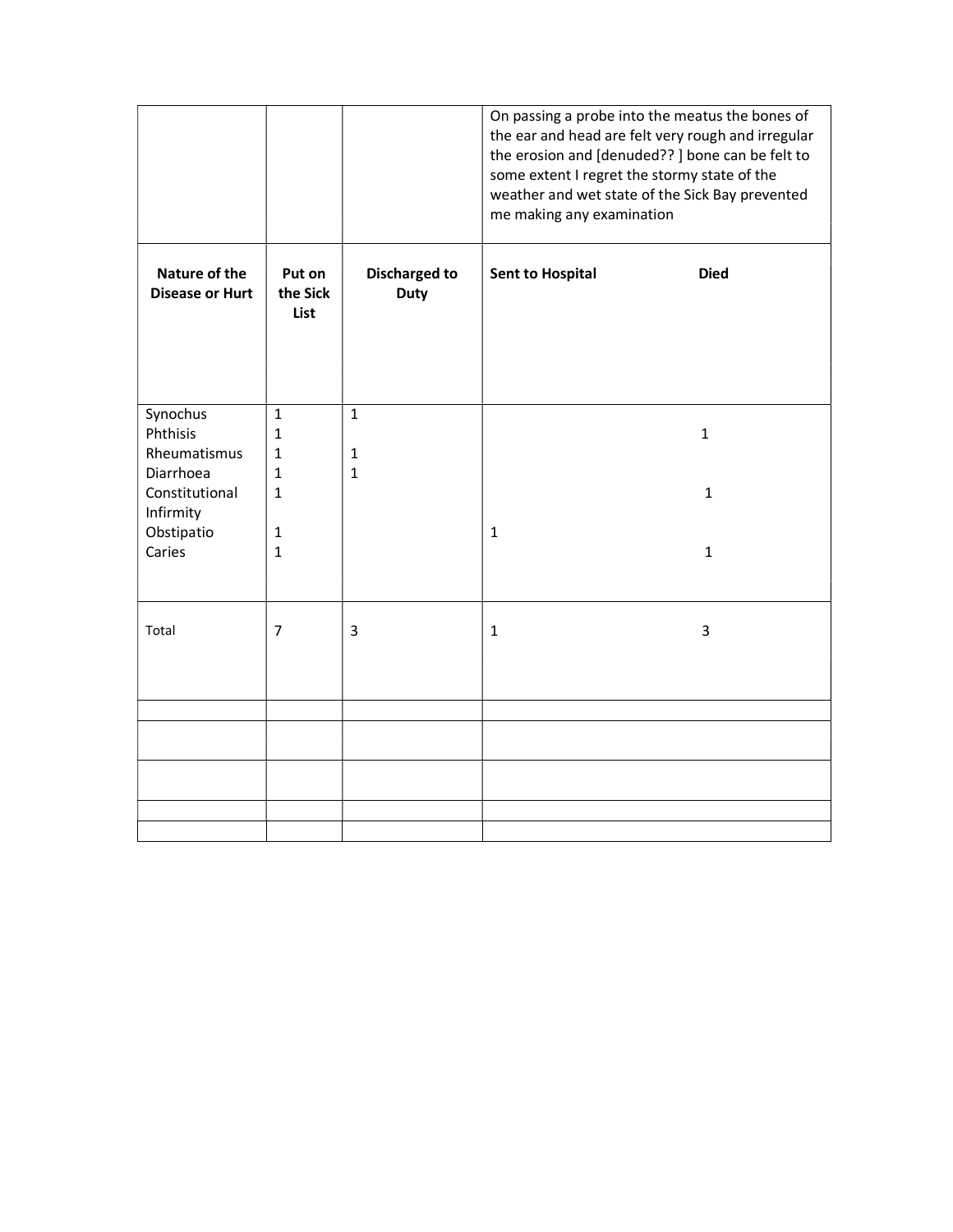| | | | |
|---|---|---|---|
| | | | On passing a probe into the meatus the bones of the ear and head are felt very rough and irregular the erosion and [denuded?? ] bone can be felt to some extent I regret the stormy state of the weather and wet state of the Sick Bay prevented me making any examination |

| Nature of the Disease or Hurt | Put on the Sick List | Discharged to Duty | Sent to Hospital | Died |
|---|---|---|---|---|
| Synochus | 1 | 1 | | |
| Phthisis | 1 | | | 1 |
| Rheumatismus | 1 | 1 | | |
| Diarrhoea | 1 | 1 | | |
| Constitutional Infirmity | 1 | | | 1 |
| Obstipatio | 1 | | 1 | |
| Caries | 1 | | | 1 |
| Total | 7 | 3 | 1 | 3 |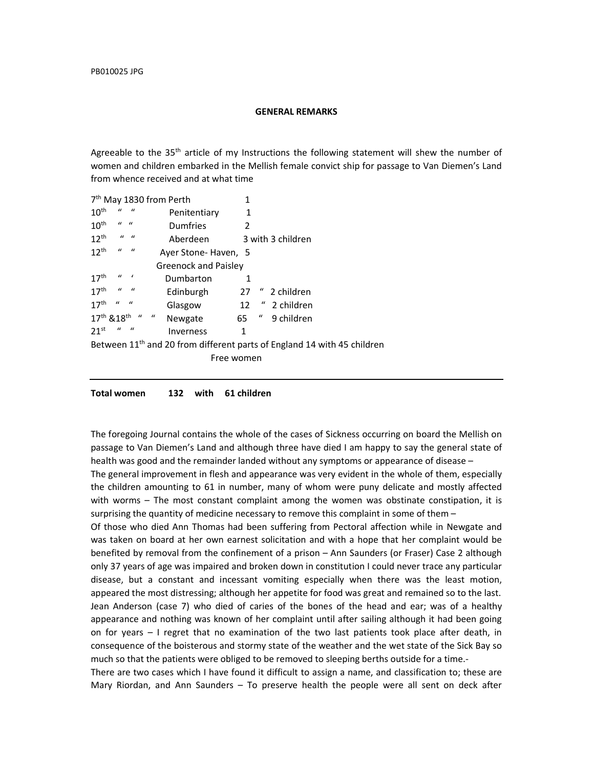PB010025 JPG

**GENERAL REMARKS**

Agreeable to the 35th article of my Instructions the following statement will shew the number of women and children embarked in the Mellish female convict ship for passage to Van Diemen's Land from whence received and at what time

| Date | From | Number |
|---|---|---|
| 7th May 1830 | from Perth | 1 |
| 10th " " | Penitentiary | 1 |
| 10th " " | Dumfries | 2 |
| 12th " " | Aberdeen | 3 with 3 children |
| 12th " " | Ayer Stone- Haven, Greenock and Paisley | 5 |
| 17th " ' | Dumbarton | 1 |
| 17th " " | Edinburgh | 27 " 2 children |
| 17th " " | Glasgow | 12 " 2 children |
| 17th &18th " " | Newgate | 65 " 9 children |
| 21st " " | Inverness | 1 |

Between 11th and 20 from different parts of England 14 with 45 children
Free women

---

**Total women 132 with 61 children**

The foregoing Journal contains the whole of the cases of Sickness occurring on board the Mellish on passage to Van Diemen's Land and although three have died I am happy to say the general state of health was good and the remainder landed without any symptoms or appearance of disease –
The general improvement in flesh and appearance was very evident in the whole of them, especially the children amounting to 61 in number, many of whom were puny delicate and mostly affected with worms – The most constant complaint among the women was obstinate constipation, it is surprising the quantity of medicine necessary to remove this complaint in some of them –
Of those who died Ann Thomas had been suffering from Pectoral affection while in Newgate and was taken on board at her own earnest solicitation and with a hope that her complaint would be benefited by removal from the confinement of a prison – Ann Saunders (or Fraser) Case 2 although only 37 years of age was impaired and broken down in constitution I could never trace any particular disease, but a constant and incessant vomiting especially when there was the least motion, appeared the most distressing; although her appetite for food was great and remained so to the last. Jean Anderson (case 7) who died of caries of the bones of the head and ear; was of a healthy appearance and nothing was known of her complaint until after sailing although it had been going on for years – I regret that no examination of the two last patients took place after death, in consequence of the boisterous and stormy state of the weather and the wet state of the Sick Bay so much so that the patients were obliged to be removed to sleeping berths outside for a time.-
There are two cases which I have found it difficult to assign a name, and classification to; these are Mary Riordan, and Ann Saunders – To preserve health the people were all sent on deck after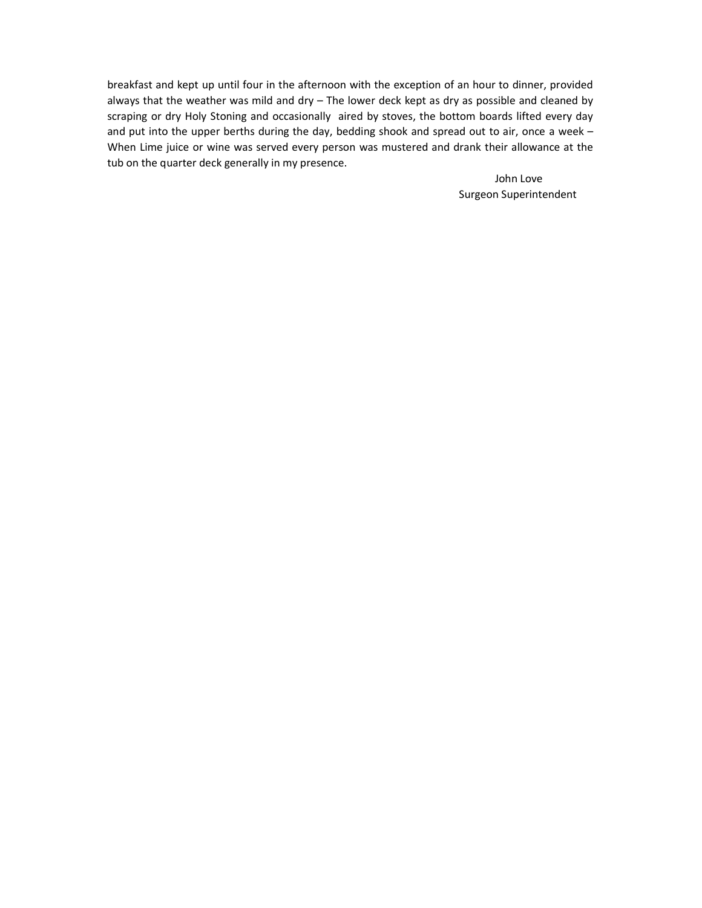breakfast and kept up until four in the afternoon with the exception of an hour to dinner, provided always that the weather was mild and dry – The lower deck kept as dry as possible and cleaned by scraping or dry Holy Stoning and occasionally aired by stoves, the bottom boards lifted every day and put into the upper berths during the day, bedding shook and spread out to air, once a week – When Lime juice or wine was served every person was mustered and drank their allowance at the tub on the quarter deck generally in my presence.

John Love
Surgeon Superintendent